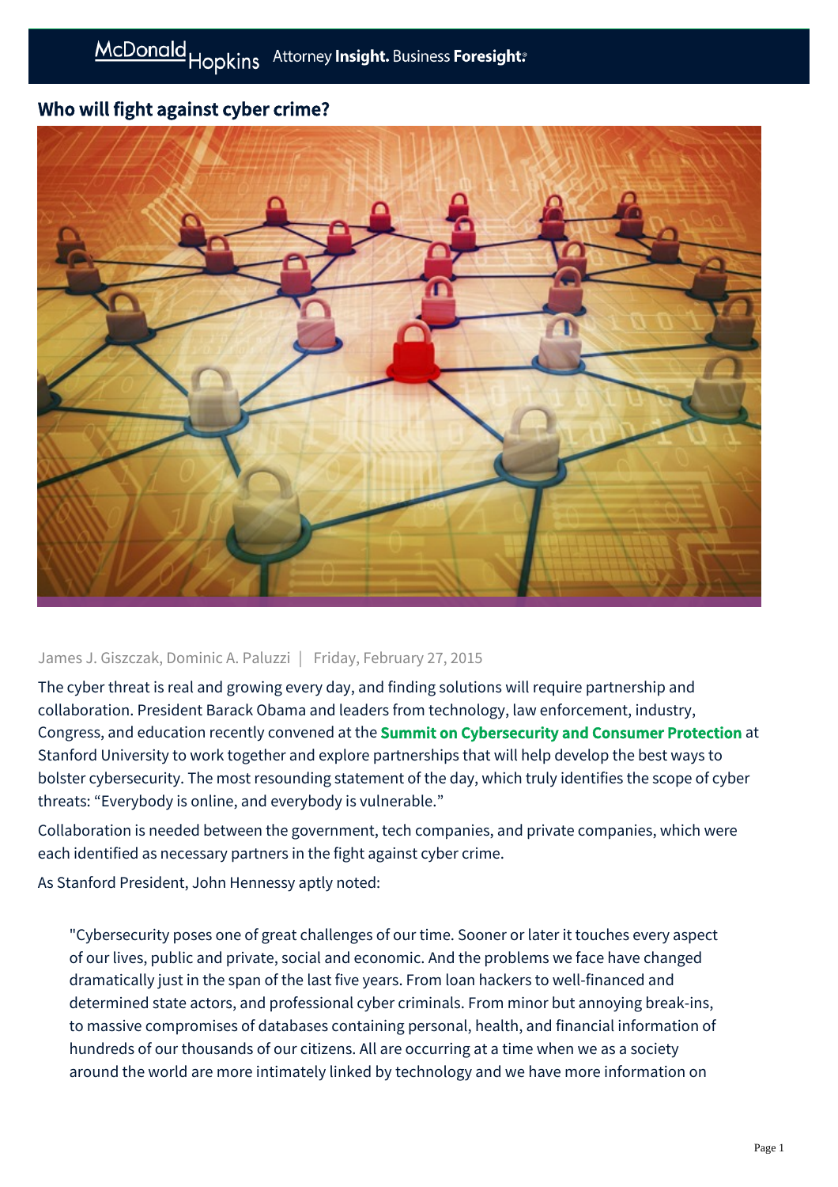# Who will fight against cyber crime?

James J. Giszczak, Dominic A. Paluzzi | Friday, February 27, 2015

The cyber threat is real and growing every day, and finding solutions will require partnership and collaboration. President Barack Obama and leaders from technology, law enforcement, industry, Congress, and education recently convened at the **Summit on Cybersecurity and Consumer Protection** at Stanford University to work together and explore partnerships that will help develop the best ways to bolster cybersecurity. The most resounding statement of the day, which truly identifies the scope of cyber threats: "Everybody is online, and everybody is vulnerable."

Collaboration is needed between the government, tech companies, and private companies, which were each identified as necessary partners in the fight against cyber crime.

As Stanford President, John Hennessy aptly noted:

> "Cybersecurity poses one of great challenges of our time. Sooner or later it touches every aspect of our lives, public and private, social and economic. And the problems we face have changed dramatically just in the span of the last five years. From loan hackers to well-financed and determined state actors, and professional cyber criminals. From minor but annoying break-ins, to massive compromises of databases containing personal, health, and financial information of hundreds of our thousands of our citizens. All are occurring at a time when we as a society around the world are more intimately linked by technology and we have more information on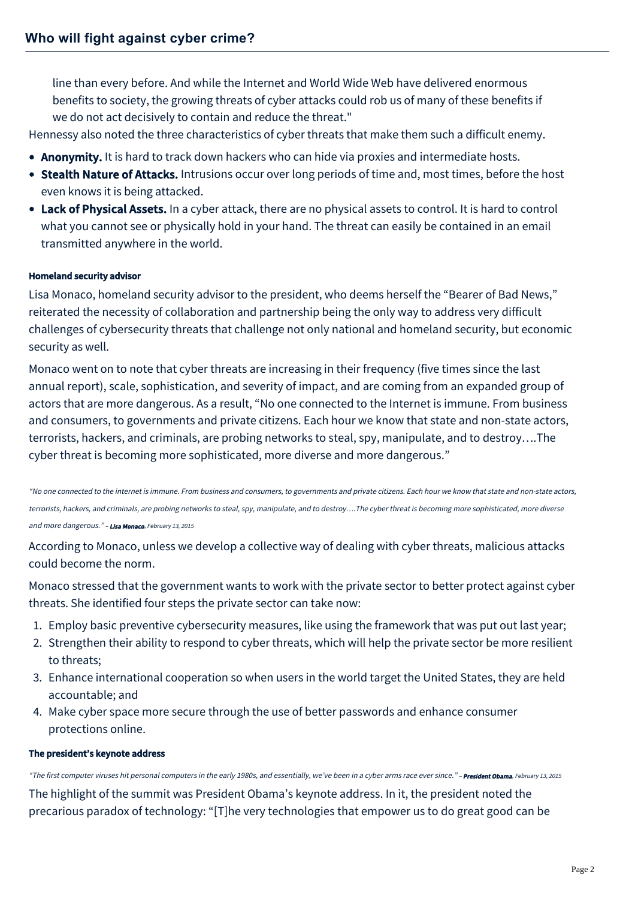line than every before. And while the Internet and World Wide Web have delivered enormous benefits to society, the growing threats of cyber attacks could rob us of many of these benefits if we do not act decisively to contain and reduce the threat."

Hennessy also noted the three characteristics of cyber threats that make them such a difficult enemy.

- **Anonymity.** It is hard to track down hackers who can hide via proxies and intermediate hosts.
- **Stealth Nature of Attacks.** Intrusions occur over long periods of time and, most times, before the host even knows it is being attacked.
- **Lack of Physical Assets.** In a cyber attack, there are no physical assets to control. It is hard to control what you cannot see or physically hold in your hand. The threat can easily be contained in an email transmitted anywhere in the world.

#### Homeland security advisor

Lisa Monaco, homeland security advisor to the president, who deems herself the "Bearer of Bad News," reiterated the necessity of collaboration and partnership being the only way to address very difficult challenges of cybersecurity threats that challenge not only national and homeland security, but economic security as well.

Monaco went on to note that cyber threats are increasing in their frequency (five times since the last annual report), scale, sophistication, and severity of impact, and are coming from an expanded group of actors that are more dangerous. As a result, "No one connected to the Internet is immune. From business and consumers, to governments and private citizens. Each hour we know that state and non-state actors, terrorists, hackers, and criminals, are probing networks to steal, spy, manipulate, and to destroy….The cyber threat is becoming more sophisticated, more diverse and more dangerous."

*"No one connected to the internet is immune. From business and consumers, to governments and private citizens. Each hour we know that state and non-state actors, terrorists, hackers, and criminals, are probing networks to steal, spy, manipulate, and to destroy….The cyber threat is becoming more sophisticated, more diverse and more dangerous." – **Lisa Monaco**, February 13, 2015*

According to Monaco, unless we develop a collective way of dealing with cyber threats, malicious attacks could become the norm.

Monaco stressed that the government wants to work with the private sector to better protect against cyber threats. She identified four steps the private sector can take now:

1. Employ basic preventive cybersecurity measures, like using the framework that was put out last year;
2. Strengthen their ability to respond to cyber threats, which will help the private sector be more resilient to threats;
3. Enhance international cooperation so when users in the world target the United States, they are held accountable; and
4. Make cyber space more secure through the use of better passwords and enhance consumer protections online.

#### The president's keynote address

*"The first computer viruses hit personal computers in the early 1980s, and essentially, we've been in a cyber arms race ever since." – **President Obama**, February 13, 2015*

The highlight of the summit was President Obama's keynote address. In it, the president noted the precarious paradox of technology: "[T]he very technologies that empower us to do great good can be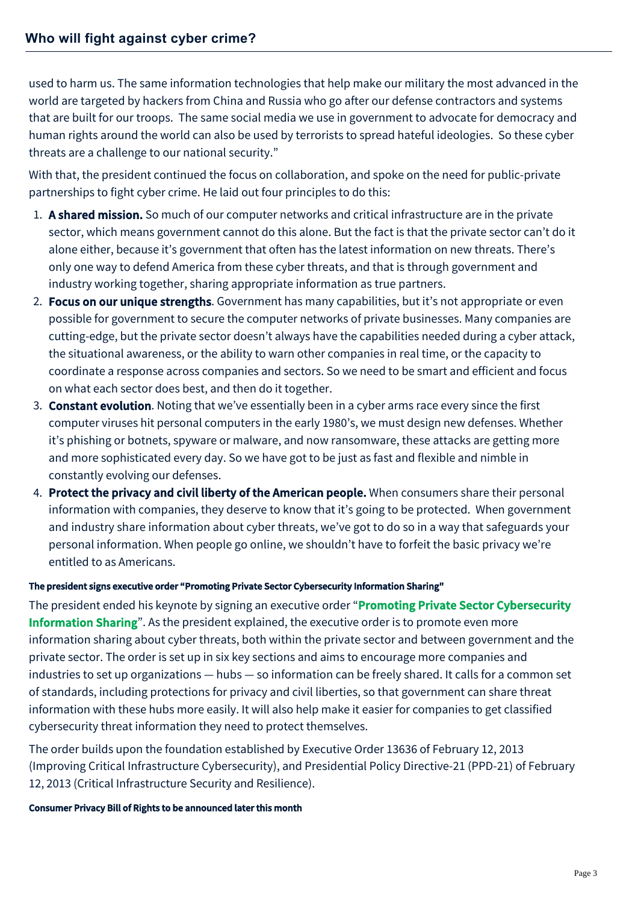used to harm us. The same information technologies that help make our military the most advanced in the world are targeted by hackers from China and Russia who go after our defense contractors and systems that are built for our troops. The same social media we use in government to advocate for democracy and human rights around the world can also be used by terrorists to spread hateful ideologies. So these cyber threats are a challenge to our national security."

With that, the president continued the focus on collaboration, and spoke on the need for public-private partnerships to fight cyber crime. He laid out four principles to do this:

1. **A shared mission.** So much of our computer networks and critical infrastructure are in the private sector, which means government cannot do this alone. But the fact is that the private sector can't do it alone either, because it's government that often has the latest information on new threats. There's only one way to defend America from these cyber threats, and that is through government and industry working together, sharing appropriate information as true partners.
2. **Focus on our unique strengths**. Government has many capabilities, but it's not appropriate or even possible for government to secure the computer networks of private businesses. Many companies are cutting-edge, but the private sector doesn't always have the capabilities needed during a cyber attack, the situational awareness, or the ability to warn other companies in real time, or the capacity to coordinate a response across companies and sectors. So we need to be smart and efficient and focus on what each sector does best, and then do it together.
3. **Constant evolution**. Noting that we've essentially been in a cyber arms race every since the first computer viruses hit personal computers in the early 1980's, we must design new defenses. Whether it's phishing or botnets, spyware or malware, and now ransomware, these attacks are getting more and more sophisticated every day. So we have got to be just as fast and flexible and nimble in constantly evolving our defenses.
4. **Protect the privacy and civil liberty of the American people.** When consumers share their personal information with companies, they deserve to know that it's going to be protected. When government and industry share information about cyber threats, we've got to do so in a way that safeguards your personal information. When people go online, we shouldn't have to forfeit the basic privacy we're entitled to as Americans.

#### The president signs executive order "Promoting Private Sector Cybersecurity Information Sharing"

The president ended his keynote by signing an executive order "**Promoting Private Sector Cybersecurity Information Sharing**". As the president explained, the executive order is to promote even more information sharing about cyber threats, both within the private sector and between government and the private sector. The order is set up in six key sections and aims to encourage more companies and industries to set up organizations — hubs — so information can be freely shared. It calls for a common set of standards, including protections for privacy and civil liberties, so that government can share threat information with these hubs more easily. It will also help make it easier for companies to get classified cybersecurity threat information they need to protect themselves.

The order builds upon the foundation established by Executive Order 13636 of February 12, 2013 (Improving Critical Infrastructure Cybersecurity), and Presidential Policy Directive-21 (PPD-21) of February 12, 2013 (Critical Infrastructure Security and Resilience).

#### Consumer Privacy Bill of Rights to be announced later this month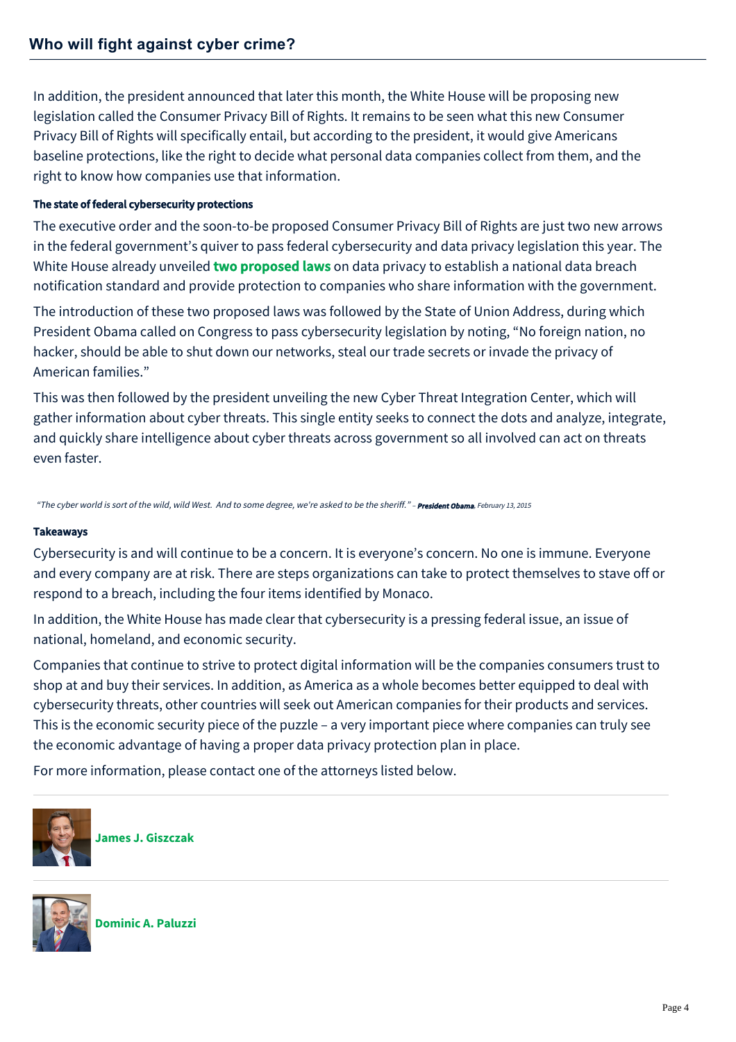In addition, the president announced that later this month, the White House will be proposing new legislation called the Consumer Privacy Bill of Rights. It remains to be seen what this new Consumer Privacy Bill of Rights will specifically entail, but according to the president, it would give Americans baseline protections, like the right to decide what personal data companies collect from them, and the right to know how companies use that information.

#### The state of federal cybersecurity protections

The executive order and the soon-to-be proposed Consumer Privacy Bill of Rights are just two new arrows in the federal government's quiver to pass federal cybersecurity and data privacy legislation this year. The White House already unveiled **two proposed laws** on data privacy to establish a national data breach notification standard and provide protection to companies who share information with the government.

The introduction of these two proposed laws was followed by the State of Union Address, during which President Obama called on Congress to pass cybersecurity legislation by noting, "No foreign nation, no hacker, should be able to shut down our networks, steal our trade secrets or invade the privacy of American families."

This was then followed by the president unveiling the new Cyber Threat Integration Center, which will gather information about cyber threats. This single entity seeks to connect the dots and analyze, integrate, and quickly share intelligence about cyber threats across government so all involved can act on threats even faster.

*"The cyber world is sort of the wild, wild West. And to some degree, we're asked to be the sheriff." – **President Obama**, February 13, 2015*

#### Takeaways

Cybersecurity is and will continue to be a concern. It is everyone's concern. No one is immune. Everyone and every company are at risk. There are steps organizations can take to protect themselves to stave off or respond to a breach, including the four items identified by Monaco.

In addition, the White House has made clear that cybersecurity is a pressing federal issue, an issue of national, homeland, and economic security.

Companies that continue to strive to protect digital information will be the companies consumers trust to shop at and buy their services. In addition, as America as a whole becomes better equipped to deal with cybersecurity threats, other countries will seek out American companies for their products and services. This is the economic security piece of the puzzle – a very important piece where companies can truly see the economic advantage of having a proper data privacy protection plan in place.

For more information, please contact one of the attorneys listed below.

---

**James J. Giszczak**

---

**Dominic A. Paluzzi**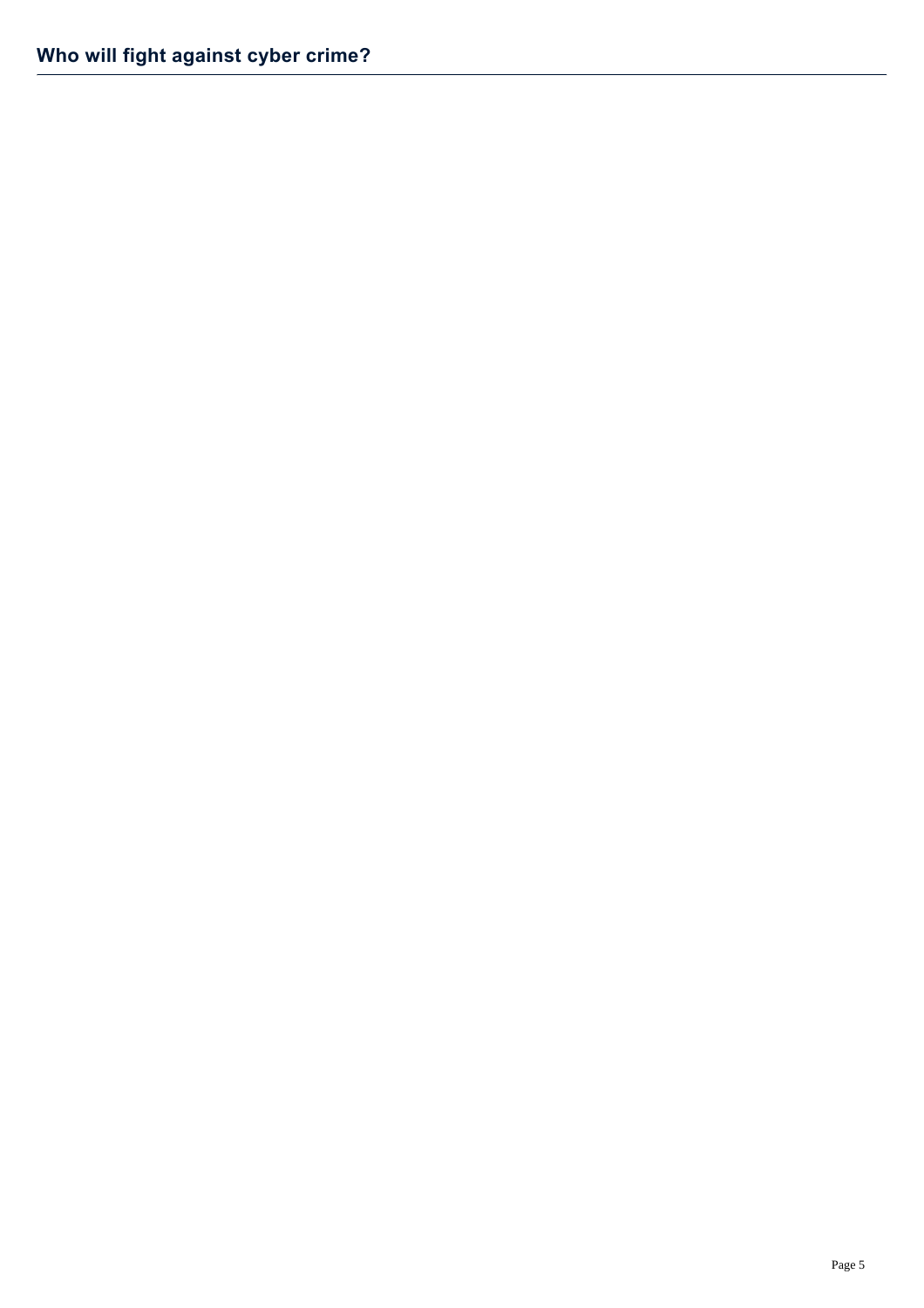## Who will fight against cyber crime?